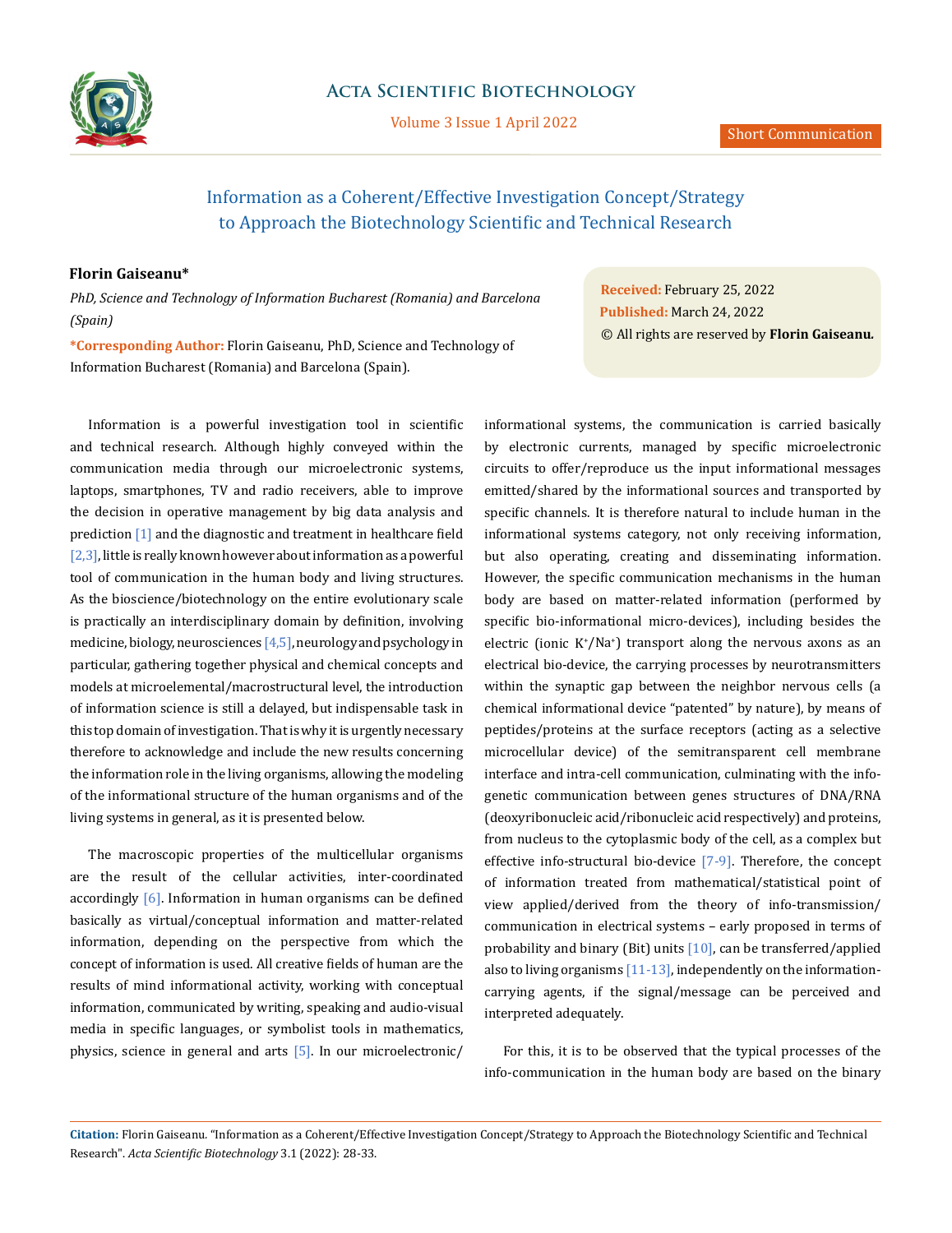# Information as a Coherent/Effective Investigation Concept/Strategy to Approach the Biotechnology Scientific and Technical Research

**Florin Gaiseanu***

*PhD, Science and Technology of Information Bucharest (Romania) and Barcelona (Spain)*

***Corresponding Author:** Florin Gaiseanu, PhD, Science and Technology of Information Bucharest (Romania) and Barcelona (Spain).

**Received:** February 25, 2022
**Published:** March 24, 2022
© All rights are reserved by **Florin Gaiseanu.**

Information is a powerful investigation tool in scientific and technical research. Although highly conveyed within the communication media through our microelectronic systems, laptops, smartphones, TV and radio receivers, able to improve the decision in operative management by big data analysis and prediction [1] and the diagnostic and treatment in healthcare field [2,3], little is really known however about information as a powerful tool of communication in the human body and living structures. As the bioscience/biotechnology on the entire evolutionary scale is practically an interdisciplinary domain by definition, involving medicine, biology, neurosciences [4,5], neurology and psychology in particular, gathering together physical and chemical concepts and models at microelemental/macrostructural level, the introduction of information science is still a delayed, but indispensable task in this top domain of investigation. That is why it is urgently necessary therefore to acknowledge and include the new results concerning the information role in the living organisms, allowing the modeling of the informational structure of the human organisms and of the living systems in general, as it is presented below.

The macroscopic properties of the multicellular organisms are the result of the cellular activities, inter-coordinated accordingly [6]. Information in human organisms can be defined basically as virtual/conceptual information and matter-related information, depending on the perspective from which the concept of information is used. All creative fields of human are the results of mind informational activity, working with conceptual information, communicated by writing, speaking and audio-visual media in specific languages, or symbolist tools in mathematics, physics, science in general and arts [5]. In our microelectronic/informational systems, the communication is carried basically by electronic currents, managed by specific microelectronic circuits to offer/reproduce us the input informational messages emitted/shared by the informational sources and transported by specific channels. It is therefore natural to include human in the informational systems category, not only receiving information, but also operating, creating and disseminating information. However, the specific communication mechanisms in the human body are based on matter-related information (performed by specific bio-informational micro-devices), including besides the electric (ionic $K^+/Na^+$) transport along the nervous axons as an electrical bio-device, the carrying processes by neurotransmitters within the synaptic gap between the neighbor nervous cells (a chemical informational device "patented" by nature), by means of peptides/proteins at the surface receptors (acting as a selective microcellular device) of the semitransparent cell membrane interface and intra-cell communication, culminating with the info-genetic communication between genes structures of DNA/RNA (deoxyribonucleic acid/ribonucleic acid respectively) and proteins, from nucleus to the cytoplasmic body of the cell, as a complex but effective info-structural bio-device [7-9]. Therefore, the concept of information treated from mathematical/statistical point of view applied/derived from the theory of info-transmission/communication in electrical systems – early proposed in terms of probability and binary (Bit) units [10], can be transferred/applied also to living organisms [11-13], independently on the information-carrying agents, if the signal/message can be perceived and interpreted adequately.

For this, it is to be observed that the typical processes of the info-communication in the human body are based on the binary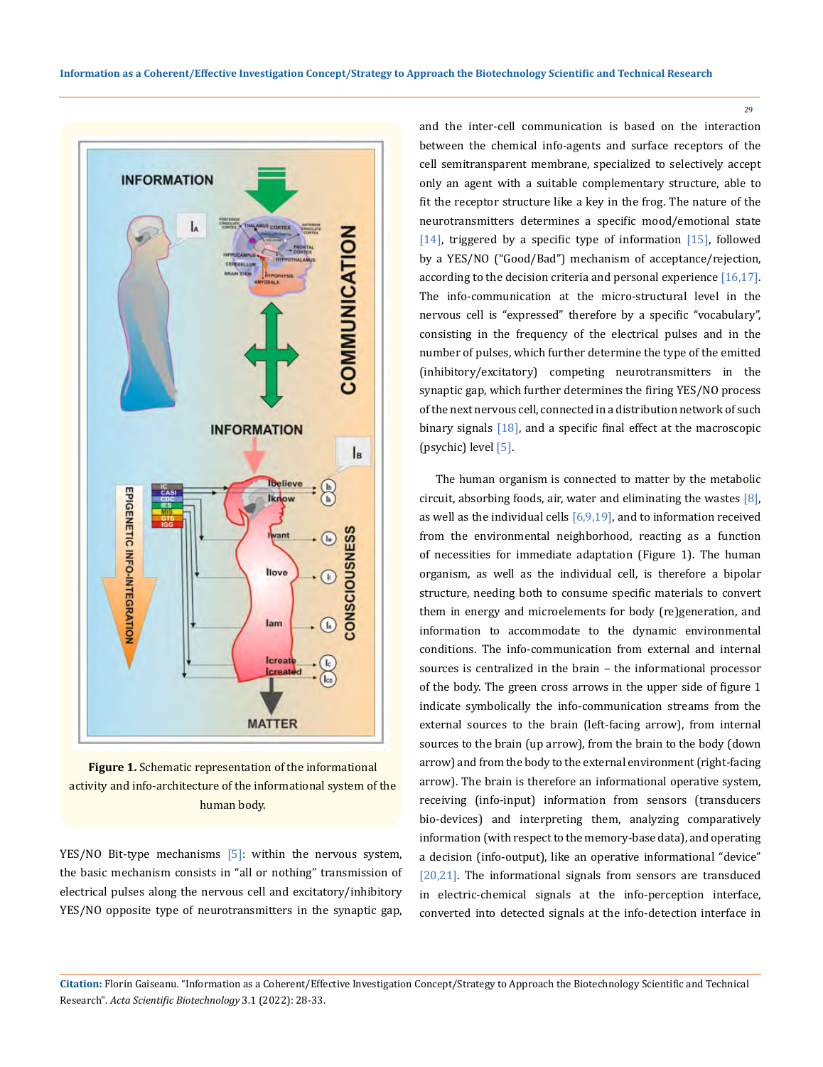**Figure 1.** Schematic representation of the informational activity and info-architecture of the informational system of the human body.

YES/NO Bit-type mechanisms [5]: within the nervous system, the basic mechanism consists in "all or nothing" transmission of electrical pulses along the nervous cell and excitatory/inhibitory YES/NO opposite type of neurotransmitters in the synaptic gap, and the inter-cell communication is based on the interaction between the chemical info-agents and surface receptors of the cell semitransparent membrane, specialized to selectively accept only an agent with a suitable complementary structure, able to fit the receptor structure like a key in the frog. The nature of the neurotransmitters determines a specific mood/emotional state [14], triggered by a specific type of information [15], followed by a YES/NO ("Good/Bad") mechanism of acceptance/rejection, according to the decision criteria and personal experience [16,17]. The info-communication at the micro-structural level in the nervous cell is "expressed" therefore by a specific "vocabulary", consisting in the frequency of the electrical pulses and in the number of pulses, which further determine the type of the emitted (inhibitory/excitatory) competing neurotransmitters in the synaptic gap, which further determines the firing YES/NO process of the next nervous cell, connected in a distribution network of such binary signals [18], and a specific final effect at the macroscopic (psychic) level [5].

The human organism is connected to matter by the metabolic circuit, absorbing foods, air, water and eliminating the wastes [8], as well as the individual cells [6,9,19], and to information received from the environmental neighborhood, reacting as a function of necessities for immediate adaptation (Figure 1). The human organism, as well as the individual cell, is therefore a bipolar structure, needing both to consume specific materials to convert them in energy and microelements for body (re)generation, and information to accommodate to the dynamic environmental conditions. The info-communication from external and internal sources is centralized in the brain – the informational processor of the body. The green cross arrows in the upper side of figure 1 indicate symbolically the info-communication streams from the external sources to the brain (left-facing arrow), from internal sources to the brain (up arrow), from the brain to the body (down arrow) and from the body to the external environment (right-facing arrow). The brain is therefore an informational operative system, receiving (info-input) information from sensors (transducers bio-devices) and interpreting them, analyzing comparatively information (with respect to the memory-base data), and operating a decision (info-output), like an operative informational "device" [20,21]. The informational signals from sensors are transduced in electric-chemical signals at the info-perception interface, converted into detected signals at the info-detection interface in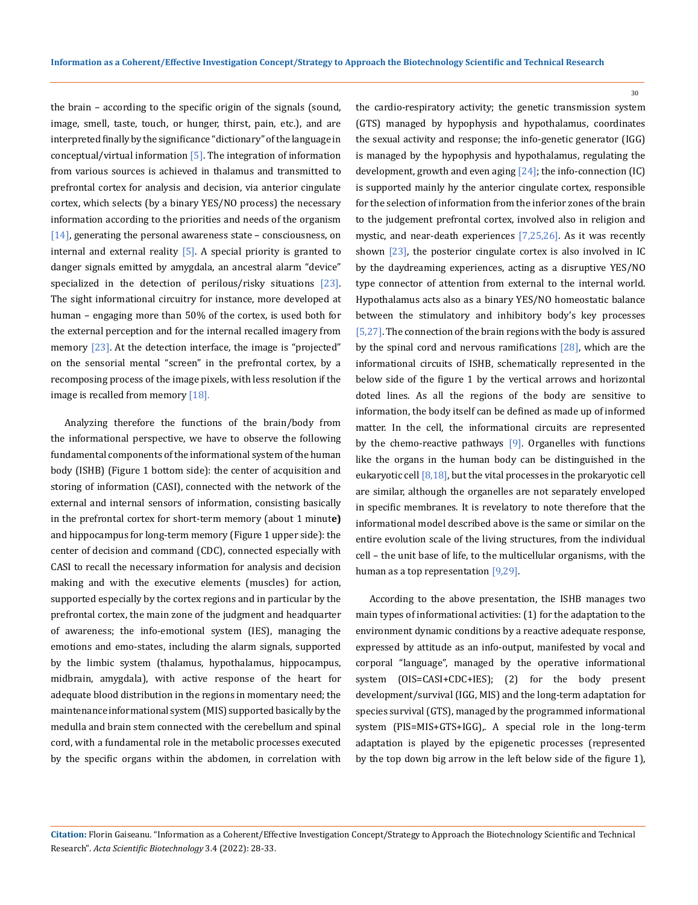the brain – according to the specific origin of the signals (sound, image, smell, taste, touch, or hunger, thirst, pain, etc.), and are interpreted finally by the significance "dictionary" of the language in conceptual/virtual information [5]. The integration of information from various sources is achieved in thalamus and transmitted to prefrontal cortex for analysis and decision, via anterior cingulate cortex, which selects (by a binary YES/NO process) the necessary information according to the priorities and needs of the organism [14], generating the personal awareness state – consciousness, on internal and external reality [5]. A special priority is granted to danger signals emitted by amygdala, an ancestral alarm "device" specialized in the detection of perilous/risky situations [23]. The sight informational circuitry for instance, more developed at human – engaging more than 50% of the cortex, is used both for the external perception and for the internal recalled imagery from memory [23]. At the detection interface, the image is "projected" on the sensorial mental "screen" in the prefrontal cortex, by a recomposing process of the image pixels, with less resolution if the image is recalled from memory [18].

Analyzing therefore the functions of the brain/body from the informational perspective, we have to observe the following fundamental components of the informational system of the human body (ISHB) (Figure 1 bottom side): the center of acquisition and storing of information (CASI), connected with the network of the external and internal sensors of information, consisting basically in the prefrontal cortex for short-term memory (about 1 minut**e)** and hippocampus for long-term memory (Figure 1 upper side): the center of decision and command (CDC), connected especially with CASI to recall the necessary information for analysis and decision making and with the executive elements (muscles) for action, supported especially by the cortex regions and in particular by the prefrontal cortex, the main zone of the judgment and headquarter of awareness; the info-emotional system (IES), managing the emotions and emo-states, including the alarm signals, supported by the limbic system (thalamus, hypothalamus, hippocampus, midbrain, amygdala), with active response of the heart for adequate blood distribution in the regions in momentary need; the maintenance informational system (MIS) supported basically by the medulla and brain stem connected with the cerebellum and spinal cord, with a fundamental role in the metabolic processes executed by the specific organs within the abdomen, in correlation with the cardio-respiratory activity; the genetic transmission system (GTS) managed by hypophysis and hypothalamus, coordinates the sexual activity and response; the info-genetic generator (IGG) is managed by the hypophysis and hypothalamus, regulating the development, growth and even aging [24]; the info-connection (IC) is supported mainly hy the anterior cingulate cortex, responsible for the selection of information from the inferior zones of the brain to the judgement prefrontal cortex, involved also in religion and mystic, and near-death experiences [7,25,26]. As it was recently shown [23], the posterior cingulate cortex is also involved in IC by the daydreaming experiences, acting as a disruptive YES/NO type connector of attention from external to the internal world. Hypothalamus acts also as a binary YES/NO homeostatic balance between the stimulatory and inhibitory body's key processes [5,27]. The connection of the brain regions with the body is assured by the spinal cord and nervous ramifications [28], which are the informational circuits of ISHB, schematically represented in the below side of the figure 1 by the vertical arrows and horizontal doted lines. As all the regions of the body are sensitive to information, the body itself can be defined as made up of informed matter. In the cell, the informational circuits are represented by the chemo-reactive pathways [9]. Organelles with functions like the organs in the human body can be distinguished in the eukaryotic cell [8,18], but the vital processes in the prokaryotic cell are similar, although the organelles are not separately enveloped in specific membranes. It is revelatory to note therefore that the informational model described above is the same or similar on the entire evolution scale of the living structures, from the individual cell – the unit base of life, to the multicellular organisms, with the human as a top representation [9,29].

According to the above presentation, the ISHB manages two main types of informational activities: (1) for the adaptation to the environment dynamic conditions by a reactive adequate response, expressed by attitude as an info-output, manifested by vocal and corporal "language", managed by the operative informational system (OIS=CASI+CDC+IES); (2) for the body present development/survival (IGG, MIS) and the long-term adaptation for species survival (GTS), managed by the programmed informational system (PIS=MIS+GTS+IGG),. A special role in the long-term adaptation is played by the epigenetic processes (represented by the top down big arrow in the left below side of the figure 1),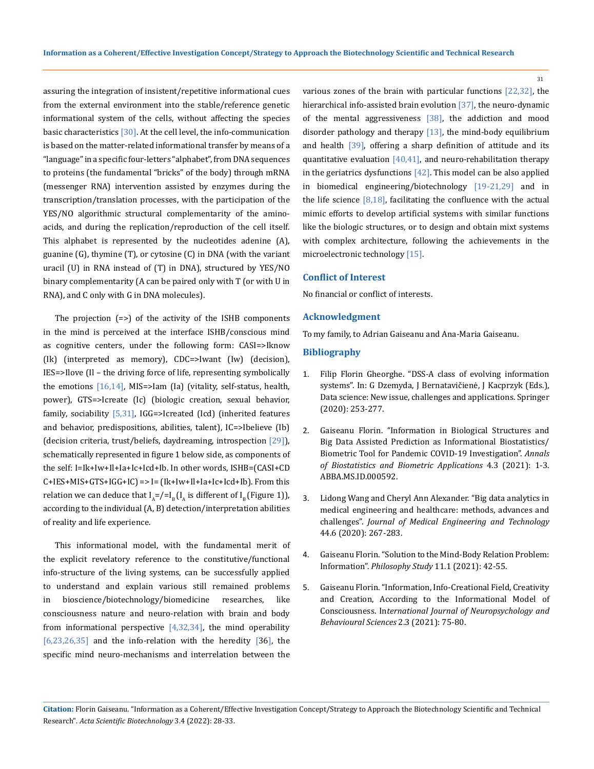assuring the integration of insistent/repetitive informational cues from the external environment into the stable/reference genetic informational system of the cells, without affecting the species basic characteristics [30]. At the cell level, the info-communication is based on the matter-related informational transfer by means of a "language" in a specific four-letters "alphabet", from DNA sequences to proteins (the fundamental "bricks" of the body) through mRNA (messenger RNA) intervention assisted by enzymes during the transcription/translation processes, with the participation of the YES/NO algorithmic structural complementarity of the amino-acids, and during the replication/reproduction of the cell itself. This alphabet is represented by the nucleotides adenine (A), guanine (G), thymine (T), or cytosine (C) in DNA (with the variant uracil (U) in RNA instead of (T) in DNA), structured by YES/NO binary complementarity (A can be paired only with T (or with U in RNA), and C only with G in DNA molecules).

The projection (=>) of the activity of the ISHB components in the mind is perceived at the interface ISHB/conscious mind as cognitive centers, under the following form: CASI=>Iknow (Ik) (interpreted as memory), CDC=>Iwant (Iw) (decision), IES=>Ilove (Il – the driving force of life, representing symbolically the emotions [16,14], MIS=>Iam (Ia) (vitality, self-status, health, power), GTS=>Icreate (Ic) (biologic creation, sexual behavior, family, sociability [5,31], IGG=>Icreated (Icd) (inherited features and behavior, predispositions, abilities, talent), IC=>Ibelieve (Ib) (decision criteria, trust/beliefs, daydreaming, introspection [29]), schematically represented in figure 1 below side, as components of the self: I=Ik+Iw+Il+Ia+Ic+Icd+Ib. In other words, ISHB=(CASI+CDC+IES+MIS+GTS+IGG+IC) => I= (Ik+Iw+Il+Ia+Ic+Icd+Ib). From this relation we can deduce that $I_A$=/=$I_B$ ($I_A$ is different of $I_B$ (Figure 1)), according to the individual (A, B) detection/interpretation abilities of reality and life experience.

This informational model, with the fundamental merit of the explicit revelatory reference to the constitutive/functional info-structure of the living systems, can be successfully applied to understand and explain various still remained problems in bioscience/biotechnology/biomedicine researches, like consciousness nature and neuro-relation with brain and body from informational perspective [4,32,34], the mind operability [6,23,26,35] and the info-relation with the heredity [36], the specific mind neuro-mechanisms and interrelation between the various zones of the brain with particular functions [22,32], the hierarchical info-assisted brain evolution [37], the neuro-dynamic of the mental aggressiveness [38], the addiction and mood disorder pathology and therapy [13], the mind-body equilibrium and health [39], offering a sharp definition of attitude and its quantitative evaluation [40,41], and neuro-rehabilitation therapy in the geriatrics dysfunctions [42]. This model can be also applied in biomedical engineering/biotechnology [19-21,29] and in the life science [8,18], facilitating the confluence with the actual mimic efforts to develop artificial systems with similar functions like the biologic structures, or to design and obtain mixt systems with complex architecture, following the achievements in the microelectronic technology [15].

## Conflict of Interest

No financial or conflict of interests.

## Acknowledgment

To my family, to Adrian Gaiseanu and Ana-Maria Gaiseanu.

## Bibliography

1. Filip Florin Gheorghe. "DSS-A class of evolving information systems". In: G Dzemyda, J Bernatavičienė, J Kacprzyk (Eds.), Data science: New issue, challenges and applications. Springer (2020): 253-277.
2. Gaiseanu Florin. "Information in Biological Structures and Big Data Assisted Prediction as Informational Biostatistics/Biometric Tool for Pandemic COVID-19 Investigation". *Annals of Biostatistics and Biometric Applications* 4.3 (2021): 1-3. ABBA.MS.ID.000592.
3. Lidong Wang and Cheryl Ann Alexander. "Big data analytics in medical engineering and healthcare: methods, advances and challenges". *Journal of Medical Engineering and Technology* 44.6 (2020): 267-283.
4. Gaiseanu Florin. "Solution to the Mind-Body Relation Problem: Information". *Philosophy Study* 11.1 (2021): 42-55.
5. Gaiseanu Florin. "Information, Info-Creational Field, Creativity and Creation, According to the Informational Model of Consciousness. In*ternational Journal of Neuropsychology and Behavioural Sciences* 2.3 (2021): 75-80.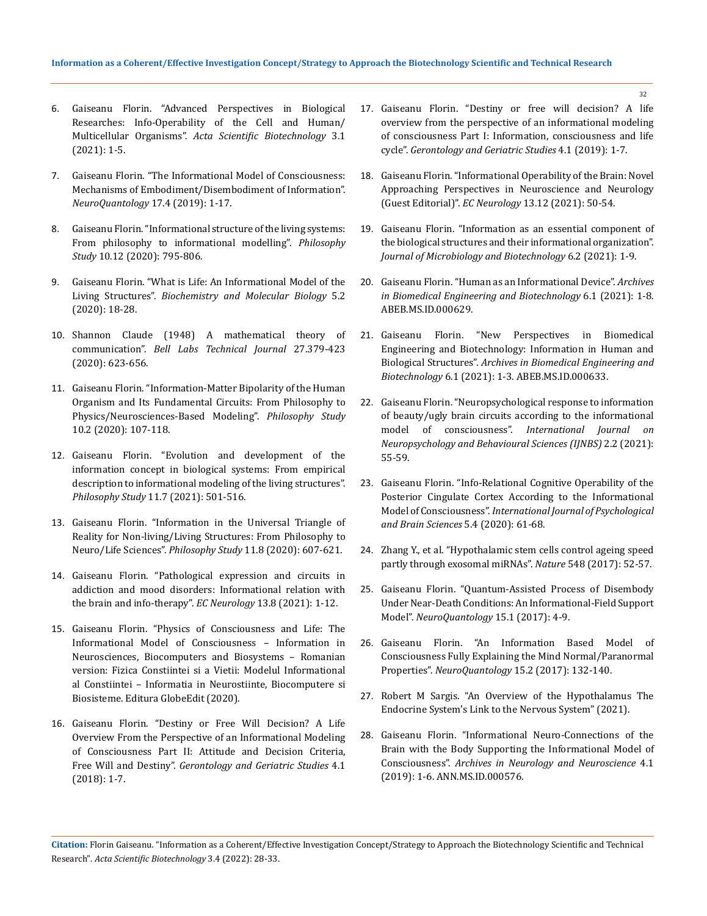6. Gaiseanu Florin. "Advanced Perspectives in Biological Researches: Info-Operability of the Cell and Human/ Multicellular Organisms". *Acta Scientific Biotechnology* 3.1 (2021): 1-5.

7. Gaiseanu Florin. "The Informational Model of Consciousness: Mechanisms of Embodiment/Disembodiment of Information". *NeuroQuantology* 17.4 (2019): 1-17.

8. Gaiseanu Florin. "Informational structure of the living systems: From philosophy to informational modelling". *Philosophy Study* 10.12 (2020): 795-806.

9. Gaiseanu Florin. "What is Life: An Informational Model of the Living Structures". *Biochemistry and Molecular Biology* 5.2 (2020): 18-28.

10. Shannon Claude (1948) A mathematical theory of communication". *Bell Labs Technical Journal* 27.379-423 (2020): 623-656.

11. Gaiseanu Florin. "Information-Matter Bipolarity of the Human Organism and Its Fundamental Circuits: From Philosophy to Physics/Neurosciences-Based Modeling". *Philosophy Study* 10.2 (2020): 107-118.

12. Gaiseanu Florin. "Evolution and development of the information concept in biological systems: From empirical description to informational modeling of the living structures". *Philosophy Study* 11.7 (2021): 501-516.

13. Gaiseanu Florin. "Information in the Universal Triangle of Reality for Non-living/Living Structures: From Philosophy to Neuro/Life Sciences". *Philosophy Study* 11.8 (2020): 607-621.

14. Gaiseanu Florin. "Pathological expression and circuits in addiction and mood disorders: Informational relation with the brain and info-therapy". *EC Neurology* 13.8 (2021): 1-12.

15. Gaiseanu Florin. "Physics of Consciousness and Life: The Informational Model of Consciousness – Information in Neurosciences, Biocomputers and Biosystems – Romanian version: Fizica Constiintei si a Vietii: Modelul Informational al Constiintei – Informatia in Neurostiinte, Biocomputere si Biosisteme. Editura GlobeEdit (2020).

16. Gaiseanu Florin. "Destiny or Free Will Decision? A Life Overview From the Perspective of an Informational Modeling of Consciousness Part II: Attitude and Decision Criteria, Free Will and Destiny". *Gerontology and Geriatric Studies* 4.1 (2018): 1-7.

17. Gaiseanu Florin. "Destiny or free will decision? A life overview from the perspective of an informational modeling of consciousness Part I: Information, consciousness and life cycle". *Gerontology and Geriatric Studies* 4.1 (2019): 1-7.

18. Gaiseanu Florin. "Informational Operability of the Brain: Novel Approaching Perspectives in Neuroscience and Neurology (Guest Editorial)". *EC Neurology* 13.12 (2021): 50-54.

19. Gaiseanu Florin. "Information as an essential component of the biological structures and their informational organization". *Journal of Microbiology and Biotechnology* 6.2 (2021): 1-9.

20. Gaiseanu Florin. "Human as an Informational Device". *Archives in Biomedical Engineering and Biotechnology* 6.1 (2021): 1-8. ABEB.MS.ID.000629.

21. Gaiseanu Florin. "New Perspectives in Biomedical Engineering and Biotechnology: Information in Human and Biological Structures". *Archives in Biomedical Engineering and Biotechnology* 6.1 (2021): 1-3. ABEB.MS.ID.000633.

22. Gaiseanu Florin. "Neuropsychological response to information of beauty/ugly brain circuits according to the informational model of consciousness". *International Journal on Neuropsychology and Behavioural Sciences (IJNBS)* 2.2 (2021): 55-59.

23. Gaiseanu Florin. "Info-Relational Cognitive Operability of the Posterior Cingulate Cortex According to the Informational Model of Consciousness". *International Journal of Psychological and Brain Sciences* 5.4 (2020): 61-68.

24. Zhang Y., et al. "Hypothalamic stem cells control ageing speed partly through exosomal miRNAs". *Nature* 548 (2017): 52-57.

25. Gaiseanu Florin. "Quantum-Assisted Process of Disembody Under Near-Death Conditions: An Informational-Field Support Model". *NeuroQuantology* 15.1 (2017): 4-9.

26. Gaiseanu Florin. "An Information Based Model of Consciousness Fully Explaining the Mind Normal/Paranormal Properties". *NeuroQuantology* 15.2 (2017): 132-140.

27. Robert M Sargis. "An Overview of the Hypothalamus The Endocrine System's Link to the Nervous System" (2021).

28. Gaiseanu Florin. "Informational Neuro-Connections of the Brain with the Body Supporting the Informational Model of Consciousness". *Archives in Neurology and Neuroscience* 4.1 (2019): 1-6. ANN.MS.ID.000576.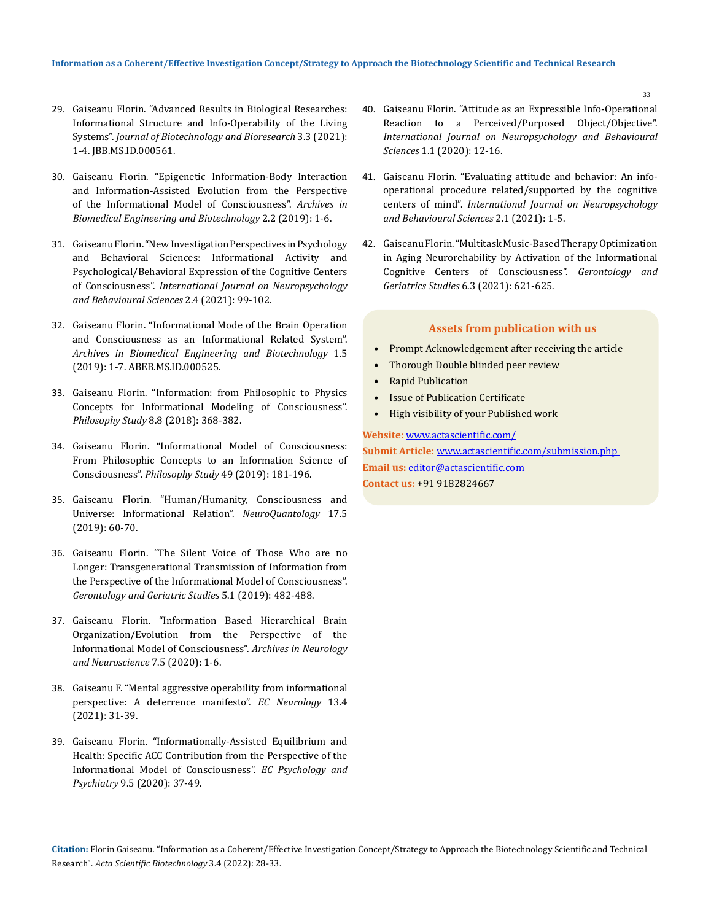29. Gaiseanu Florin. "Advanced Results in Biological Researches: Informational Structure and Info-Operability of the Living Systems". *Journal of Biotechnology and Bioresearch* 3.3 (2021): 1-4. JBB.MS.ID.000561.

30. Gaiseanu Florin. "Epigenetic Information-Body Interaction and Information-Assisted Evolution from the Perspective of the Informational Model of Consciousness". *Archives in Biomedical Engineering and Biotechnology* 2.2 (2019): 1-6.

31. Gaiseanu Florin. "New Investigation Perspectives in Psychology and Behavioral Sciences: Informational Activity and Psychological/Behavioral Expression of the Cognitive Centers of Consciousness". *International Journal on Neuropsychology and Behavioural Sciences* 2.4 (2021): 99-102.

32. Gaiseanu Florin. "Informational Mode of the Brain Operation and Consciousness as an Informational Related System". *Archives in Biomedical Engineering and Biotechnology* 1.5 (2019): 1-7. ABEB.MS.ID.000525.

33. Gaiseanu Florin. "Information: from Philosophic to Physics Concepts for Informational Modeling of Consciousness". *Philosophy Study* 8.8 (2018): 368-382.

34. Gaiseanu Florin. "Informational Model of Consciousness: From Philosophic Concepts to an Information Science of Consciousness". *Philosophy Study* 49 (2019): 181-196.

35. Gaiseanu Florin. "Human/Humanity, Consciousness and Universe: Informational Relation". *NeuroQuantology* 17.5 (2019): 60-70.

36. Gaiseanu Florin. "The Silent Voice of Those Who are no Longer: Transgenerational Transmission of Information from the Perspective of the Informational Model of Consciousness". *Gerontology and Geriatric Studies* 5.1 (2019): 482-488.

37. Gaiseanu Florin. "Information Based Hierarchical Brain Organization/Evolution from the Perspective of the Informational Model of Consciousness". *Archives in Neurology and Neuroscience* 7.5 (2020): 1-6.

38. Gaiseanu F. "Mental aggressive operability from informational perspective: A deterrence manifesto". *EC Neurology* 13.4 (2021): 31-39.

39. Gaiseanu Florin. "Informationally-Assisted Equilibrium and Health: Specific ACC Contribution from the Perspective of the Informational Model of Consciousness". *EC Psychology and Psychiatry* 9.5 (2020): 37-49.

40. Gaiseanu Florin. "Attitude as an Expressible Info-Operational Reaction to a Perceived/Purposed Object/Objective". *International Journal on Neuropsychology and Behavioural Sciences* 1.1 (2020): 12-16.

41. Gaiseanu Florin. "Evaluating attitude and behavior: An info-operational procedure related/supported by the cognitive centers of mind". *International Journal on Neuropsychology and Behavioural Sciences* 2.1 (2021): 1-5.

42. Gaiseanu Florin. "Multitask Music-Based Therapy Optimization in Aging Neurorehability by Activation of the Informational Cognitive Centers of Consciousness". *Gerontology and Geriatrics Studies* 6.3 (2021): 621-625.

**Assets from publication with us**

- Prompt Acknowledgement after receiving the article
- Thorough Double blinded peer review
- Rapid Publication
- Issue of Publication Certificate
- High visibility of your Published work

**Website:** www.actascientific.com/
**Submit Article:** www.actascientific.com/submission.php
**Email us:** editor@actascientific.com
**Contact us:** +91 9182824667